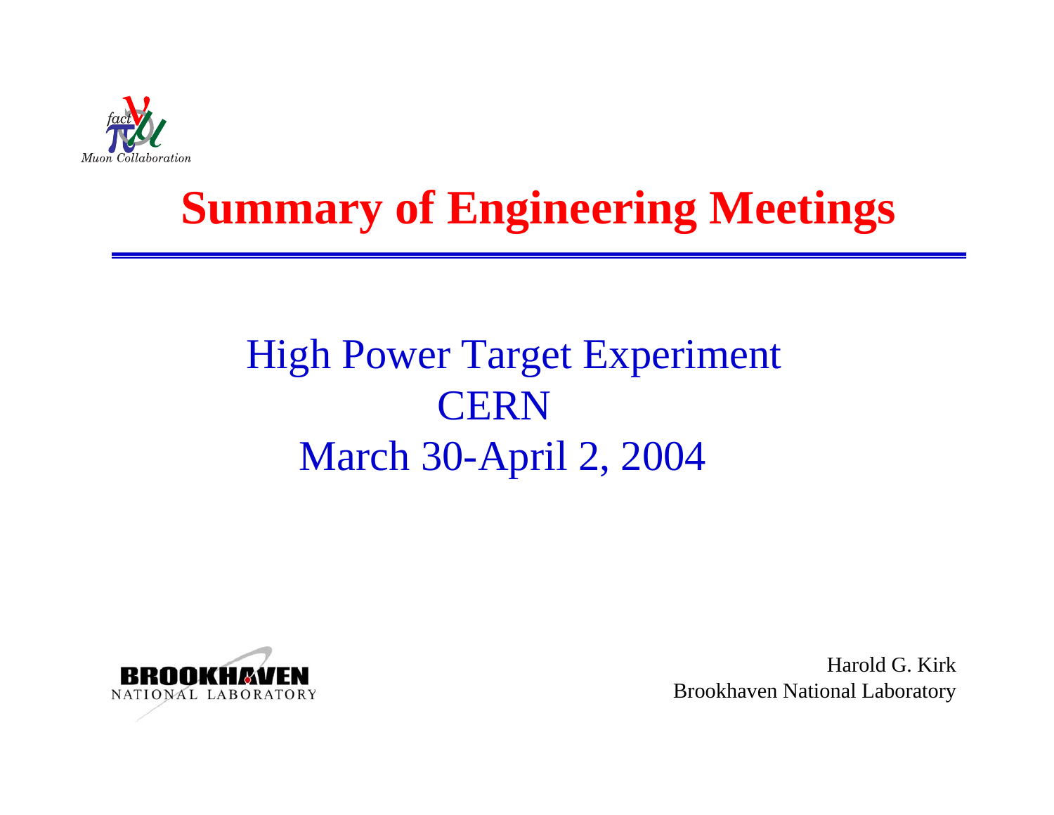# Summary of Engineering Meetings

High Power Target Experiment
CERN
March 30-April 2, 2004

Harold G. Kirk
Brookhaven National Laboratory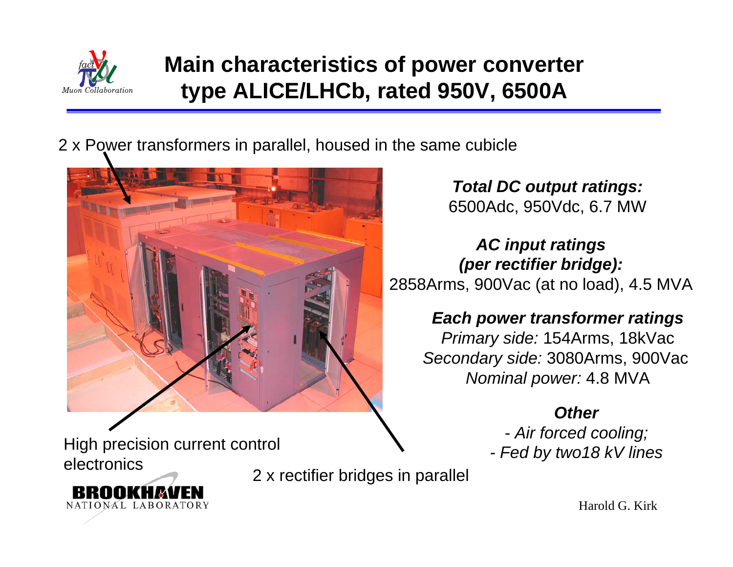# Main characteristics of power converter type ALICE/LHCb, rated 950V, 6500A

2 x Power transformers in parallel, housed in the same cubicle

***Total DC output ratings:***
6500Adc, 950Vdc, 6.7 MW

***AC input ratings (per rectifier bridge):***
2858Arms, 900Vac (at no load), 4.5 MVA

***Each power transformer ratings***
*Primary side:* 154Arms, 18kVac
*Secondary side:* 3080Arms, 900Vac
*Nominal power:* 4.8 MVA

***Other***
*- Air forced cooling;*
*- Fed by two18 kV lines*

High precision current control electronics

2 x rectifier bridges in parallel

Harold G. Kirk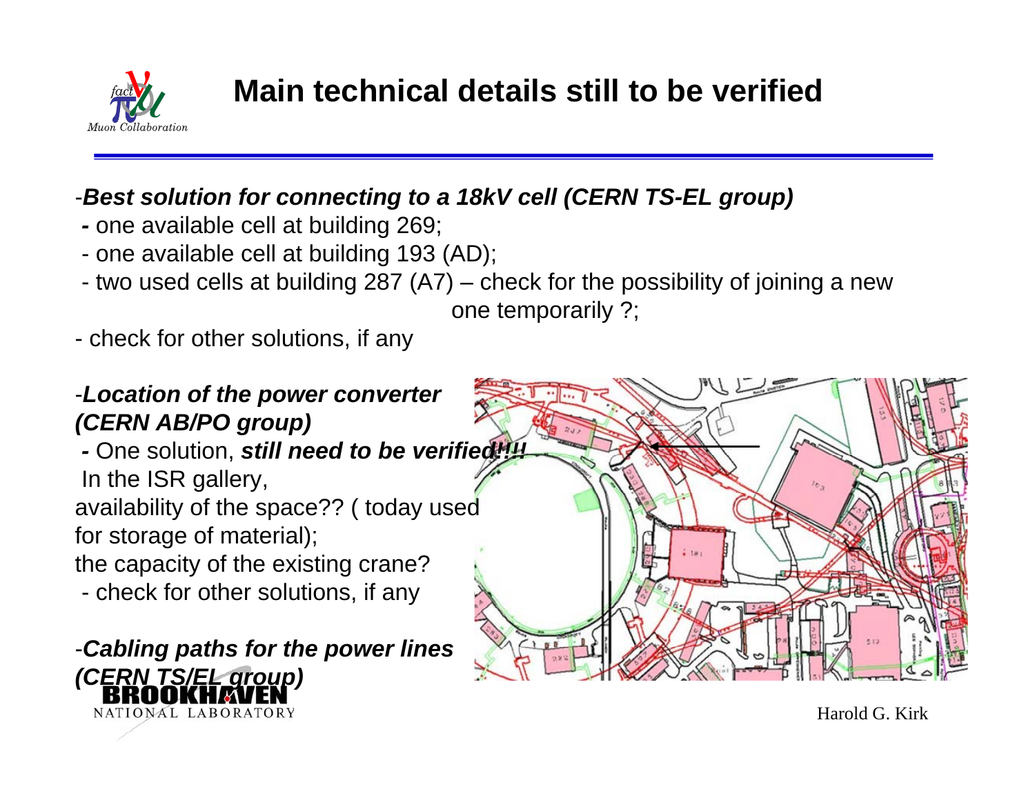# Main technical details still to be verified

-***Best solution for connecting to a 18kV cell (CERN TS-EL group)***

- one available cell at building 269;
- one available cell at building 193 (AD);
- two used cells at building 287 (A7) – check for the possibility of joining a new one temporarily ?;

- check for other solutions, if any

-***Location of the power converter (CERN AB/PO group)***

- One solution, ***still need to be verified!!!!***

In the ISR gallery,
availability of the space?? ( today used for storage of material);
the capacity of the existing crane?

- check for other solutions, if any

-***Cabling paths for the power lines (CERN TS/EL group)***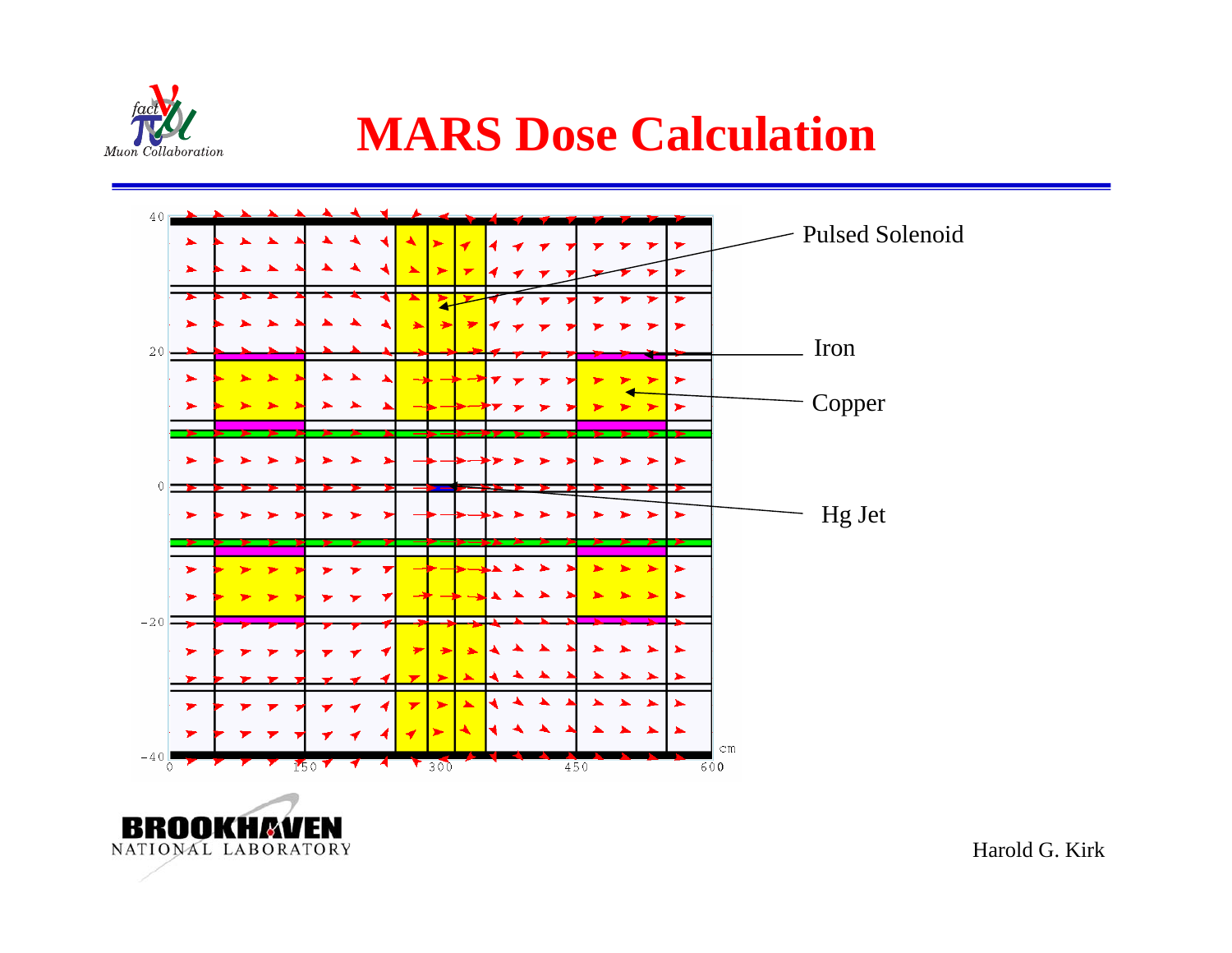# MARS Dose Calculation

Pulsed Solenoid

Iron

Copper

Hg Jet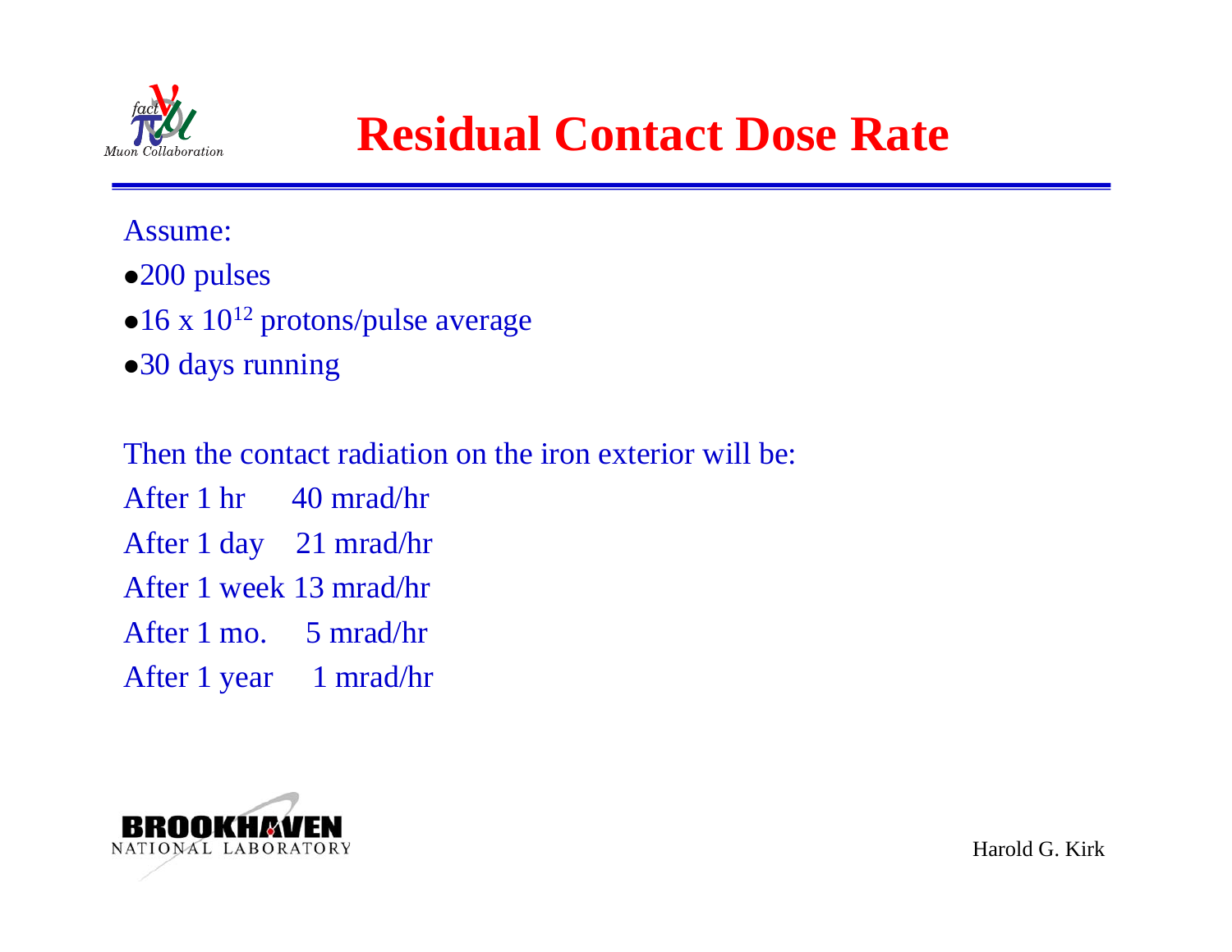# Residual Contact Dose Rate

Assume:

- 200 pulses
- 16 x $10^{12}$ protons/pulse average
- 30 days running

Then the contact radiation on the iron exterior will be:

After 1 hr 40 mrad/hr

After 1 day 21 mrad/hr

After 1 week 13 mrad/hr

After 1 mo. 5 mrad/hr

After 1 year 1 mrad/hr

Harold G. Kirk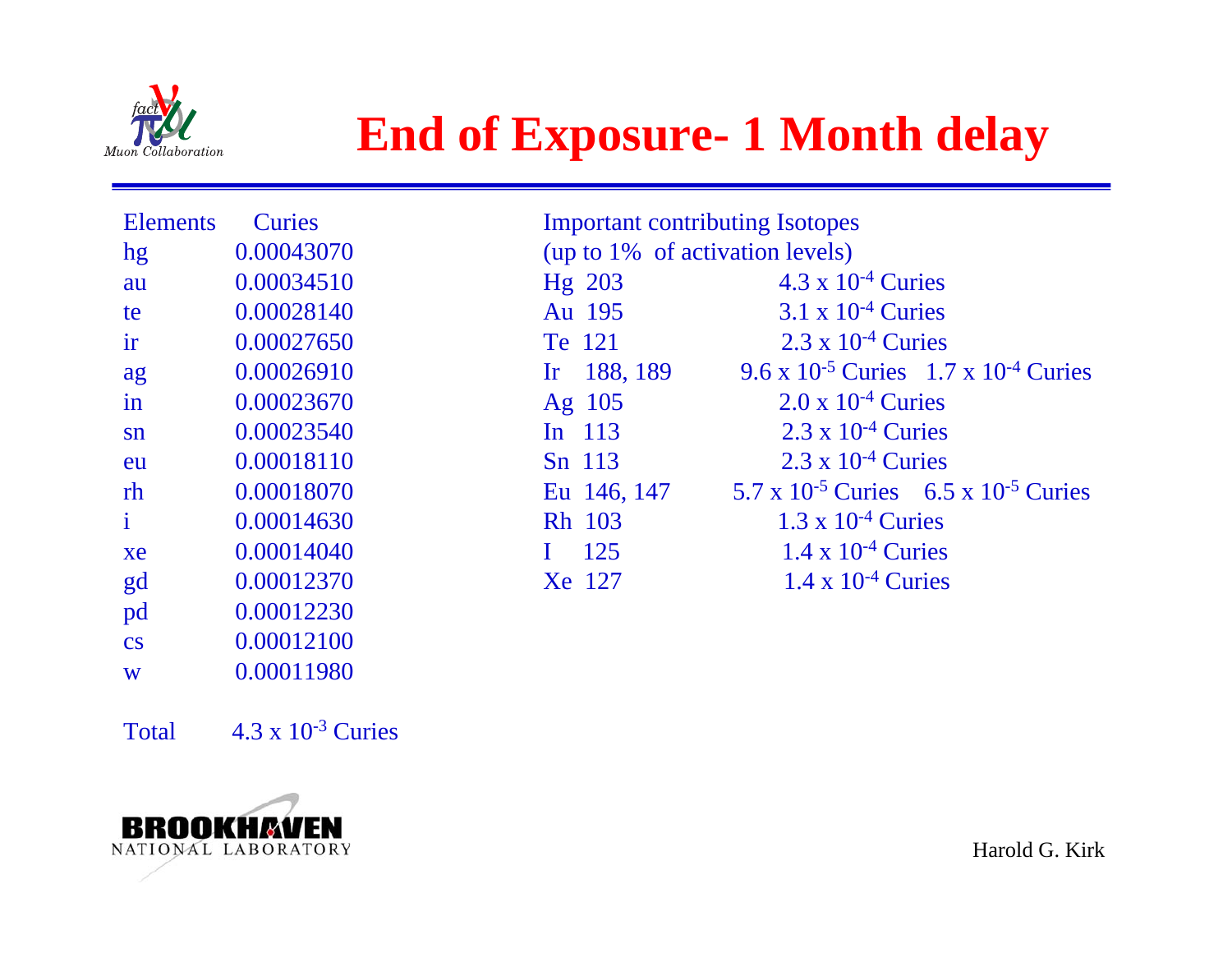# End of Exposure- 1 Month delay

| Elements | Curies |
|---|---|
| hg | 0.00043070 |
| au | 0.00034510 |
| te | 0.00028140 |
| ir | 0.00027650 |
| ag | 0.00026910 |
| in | 0.00023670 |
| sn | 0.00023540 |
| eu | 0.00018110 |
| rh | 0.00018070 |
| i | 0.00014630 |
| xe | 0.00014040 |
| gd | 0.00012370 |
| pd | 0.00012230 |
| cs | 0.00012100 |
| w | 0.00011980 |

Total $4.3 \times 10^{-3}$ Curies

Important contributing Isotopes
(up to 1% of activation levels)

| Isotope | Curies | |
|---|---|---|
| Hg 203 | $4.3 \times 10^{-4}$ Curies | |
| Au 195 | $3.1 \times 10^{-4}$ Curies | |
| Te 121 | $2.3 \times 10^{-4}$ Curies | |
| Ir 188, 189 | $9.6 \times 10^{-5}$ Curies | $1.7 \times 10^{-4}$ Curies |
| Ag 105 | $2.0 \times 10^{-4}$ Curies | |
| In 113 | $2.3 \times 10^{-4}$ Curies | |
| Sn 113 | $2.3 \times 10^{-4}$ Curies | |
| Eu 146, 147 | $5.7 \times 10^{-5}$ Curies | $6.5 \times 10^{-5}$ Curies |
| Rh 103 | $1.3 \times 10^{-4}$ Curies | |
| I 125 | $1.4 \times 10^{-4}$ Curies | |
| Xe 127 | $1.4 \times 10^{-4}$ Curies | |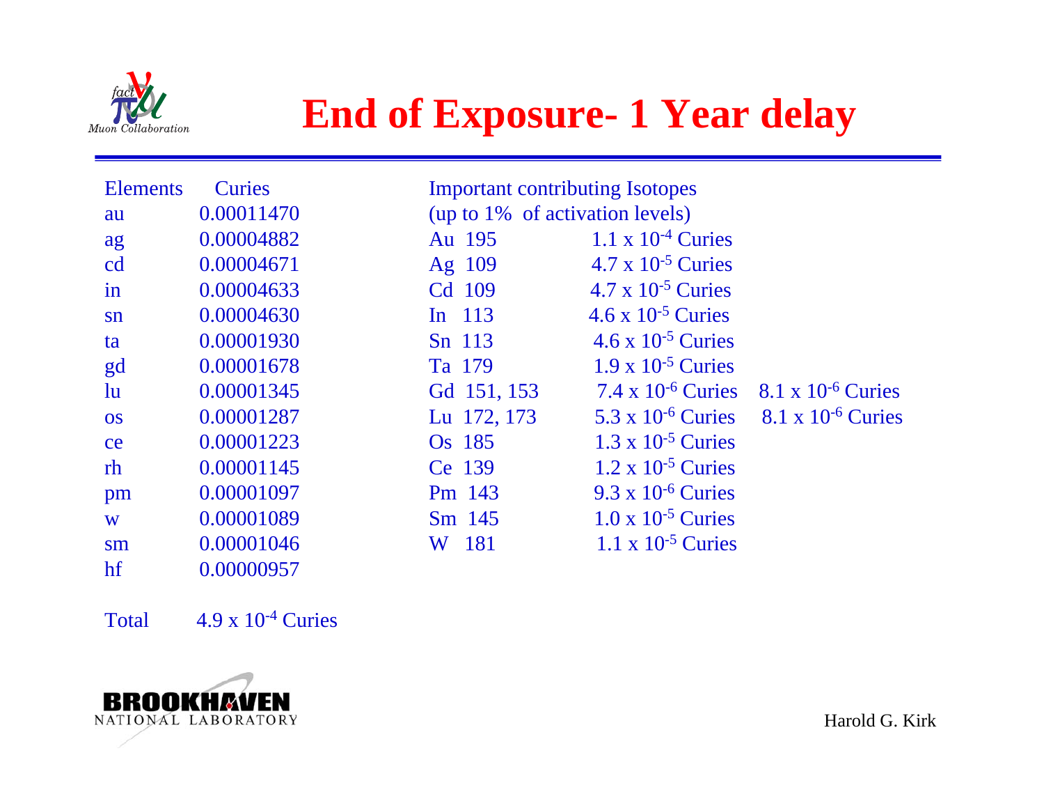# End of Exposure- 1 Year delay

| Elements | Curies |
|---|---|
| au | 0.00011470 |
| ag | 0.00004882 |
| cd | 0.00004671 |
| in | 0.00004633 |
| sn | 0.00004630 |
| ta | 0.00001930 |
| gd | 0.00001678 |
| lu | 0.00001345 |
| os | 0.00001287 |
| ce | 0.00001223 |
| rh | 0.00001145 |
| pm | 0.00001097 |
| w | 0.00001089 |
| sm | 0.00001046 |
| hf | 0.00000957 |

Total $4.9 \times 10^{-4}$ Curies

Important contributing Isotopes (up to 1% of activation levels)

| Isotope | Curies | |
|---|---|---|
| Au 195 | $1.1 \times 10^{-4}$ Curies | |
| Ag 109 | $4.7 \times 10^{-5}$ Curies | |
| Cd 109 | $4.7 \times 10^{-5}$ Curies | |
| In 113 | $4.6 \times 10^{-5}$ Curies | |
| Sn 113 | $4.6 \times 10^{-5}$ Curies | |
| Ta 179 | $1.9 \times 10^{-5}$ Curies | |
| Gd 151, 153 | $7.4 \times 10^{-6}$ Curies | $8.1 \times 10^{-6}$ Curies |
| Lu 172, 173 | $5.3 \times 10^{-6}$ Curies | $8.1 \times 10^{-6}$ Curies |
| Os 185 | $1.3 \times 10^{-5}$ Curies | |
| Ce 139 | $1.2 \times 10^{-5}$ Curies | |
| Pm 143 | $9.3 \times 10^{-6}$ Curies | |
| Sm 145 | $1.0 \times 10^{-5}$ Curies | |
| W 181 | $1.1 \times 10^{-5}$ Curies | |

Harold G. Kirk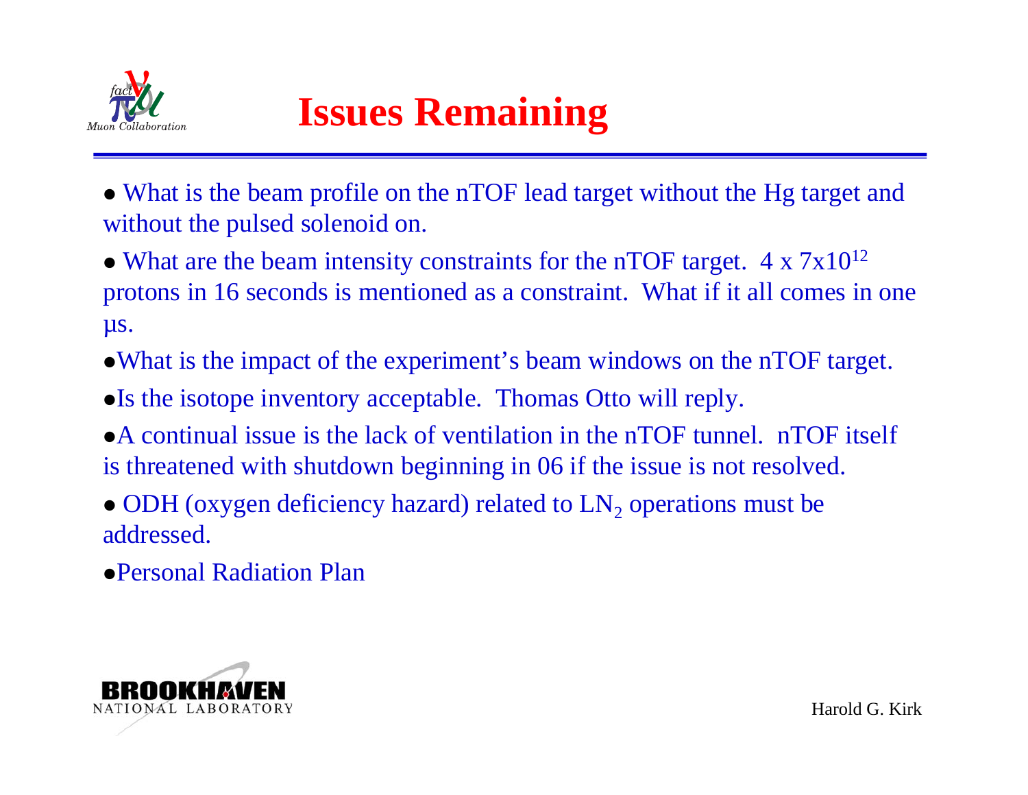# Issues Remaining

- What is the beam profile on the nTOF lead target without the Hg target and without the pulsed solenoid on.
- What are the beam intensity constraints for the nTOF target. $4 \times 7 \times 10^{12}$ protons in 16 seconds is mentioned as a constraint. What if it all comes in one μs.
- What is the impact of the experiment's beam windows on the nTOF target.
- Is the isotope inventory acceptable. Thomas Otto will reply.
- A continual issue is the lack of ventilation in the nTOF tunnel. nTOF itself is threatened with shutdown beginning in 06 if the issue is not resolved.
- ODH (oxygen deficiency hazard) related to $LN_2$ operations must be addressed.
- Personal Radiation Plan

Harold G. Kirk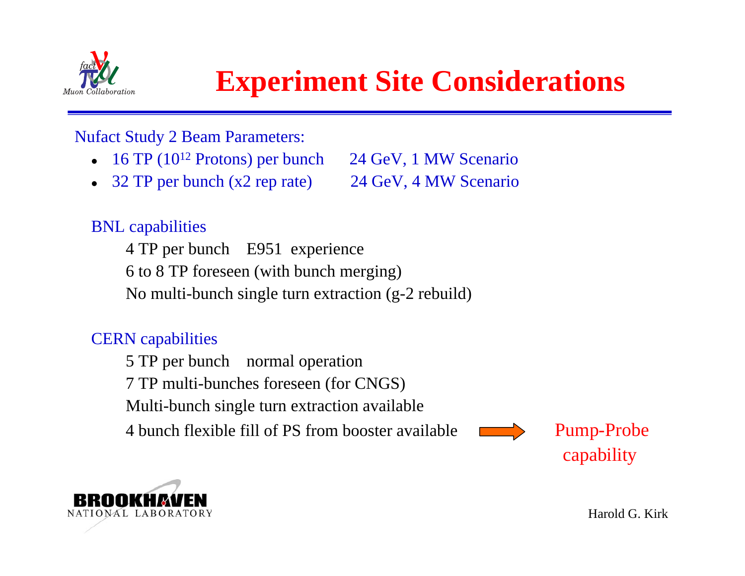# Experiment Site Considerations

Nufact Study 2 Beam Parameters:

- 16 TP ($10^{12}$ Protons) per bunch   24 GeV, 1 MW Scenario
- 32 TP per bunch (x2 rep rate)   24 GeV, 4 MW Scenario

BNL capabilities

4 TP per bunch   E951 experience

6 to 8 TP foreseen (with bunch merging)

No multi-bunch single turn extraction (g-2 rebuild)

CERN capabilities

5 TP per bunch   normal operation

7 TP multi-bunches foreseen (for CNGS)

Multi-bunch single turn extraction available

4 bunch flexible fill of PS from booster available → Pump-Probe capability

Harold G. Kirk